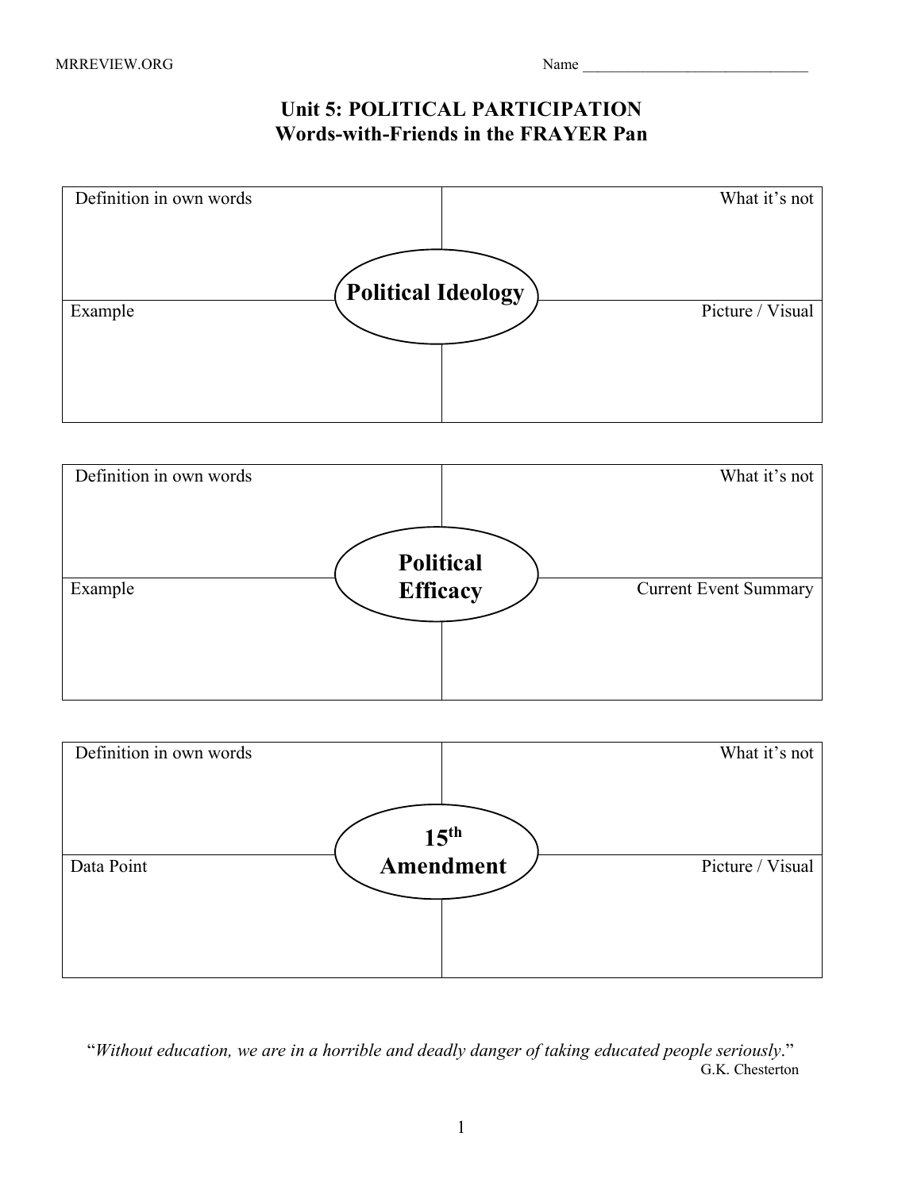MRREVIEW.ORG

Name ______________________________

# Unit 5: POLITICAL PARTICIPATION
## Words-with-Friends in the FRAYER Pan

### Political Ideology

| Definition in own words | What it's not |
| --- | --- |
| | |
| **Example** | **Picture / Visual** |
| | |

### Political Efficacy

| Definition in own words | What it's not |
| --- | --- |
| | |
| **Example** | **Current Event Summary** |
| | |

### 15th Amendment

| Definition in own words | What it's not |
| --- | --- |
| | |
| **Data Point** | **Picture / Visual** |
| | |

"*Without education, we are in a horrible and deadly danger of taking educated people seriously*."

G.K. Chesterton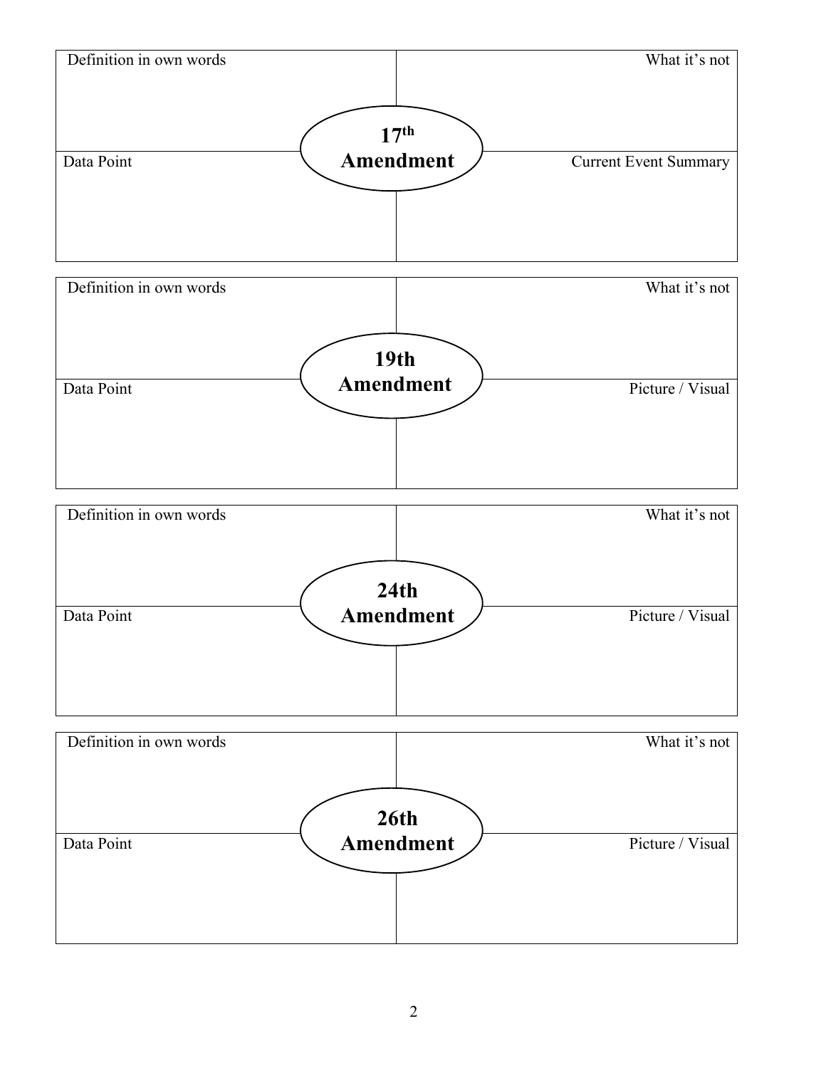| Definition in own words | What it's not |
| --- | --- |
| **17th Amendment** | |
| Data Point | Current Event Summary |

| Definition in own words | What it's not |
| --- | --- |
| **19th Amendment** | |
| Data Point | Picture / Visual |

| Definition in own words | What it's not |
| --- | --- |
| **24th Amendment** | |
| Data Point | Picture / Visual |

| Definition in own words | What it's not |
| --- | --- |
| **26th Amendment** | |
| Data Point | Picture / Visual |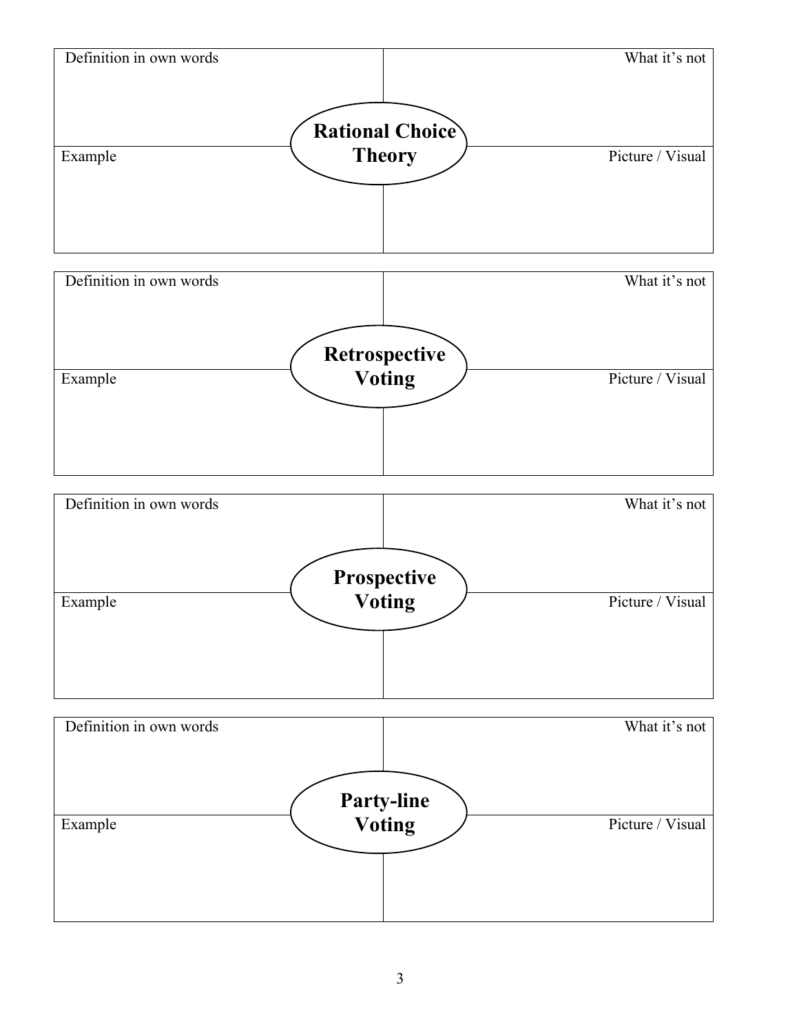## Rational Choice Theory

| Definition in own words | What it's not |
| --- | --- |
| | |
| **Example** | **Picture / Visual** |
| | |

## Retrospective Voting

| Definition in own words | What it's not |
| --- | --- |
| | |
| **Example** | **Picture / Visual** |
| | |

## Prospective Voting

| Definition in own words | What it's not |
| --- | --- |
| | |
| **Example** | **Picture / Visual** |
| | |

## Party-line Voting

| Definition in own words | What it's not |
| --- | --- |
| | |
| **Example** | **Picture / Visual** |
| | |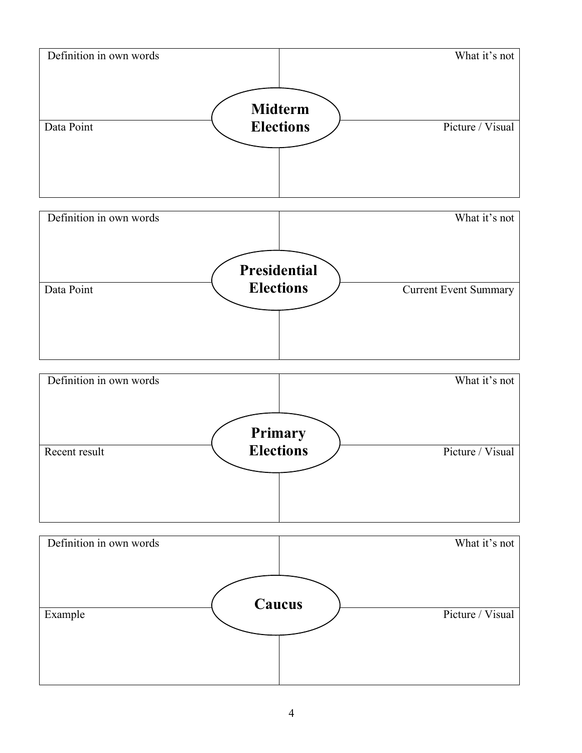## Midterm Elections

| Definition in own words | What it's not |
| --- | --- |
| | |
| **Data Point** | **Picture / Visual** |
| | |

## Presidential Elections

| Definition in own words | What it's not |
| --- | --- |
| | |
| **Data Point** | **Current Event Summary** |
| | |

## Primary Elections

| Definition in own words | What it's not |
| --- | --- |
| | |
| **Recent result** | **Picture / Visual** |
| | |

## Caucus

| Definition in own words | What it's not |
| --- | --- |
| | |
| **Example** | **Picture / Visual** |
| | |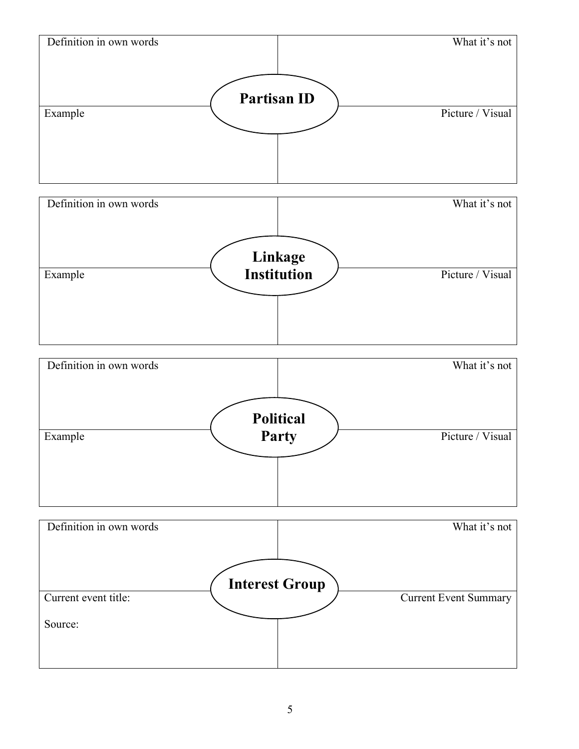## Partisan ID

| Definition in own words | What it's not |
| --- | --- |
| | |
| **Example** | **Picture / Visual** |
| | |

## Linkage Institution

| Definition in own words | What it's not |
| --- | --- |
| | |
| **Example** | **Picture / Visual** |
| | |

## Political Party

| Definition in own words | What it's not |
| --- | --- |
| | |
| **Example** | **Picture / Visual** |
| | |

## Interest Group

| Definition in own words | What it's not |
| --- | --- |
| | |
| **Current event title:**<br><br>**Source:** | **Current Event Summary** |
| | |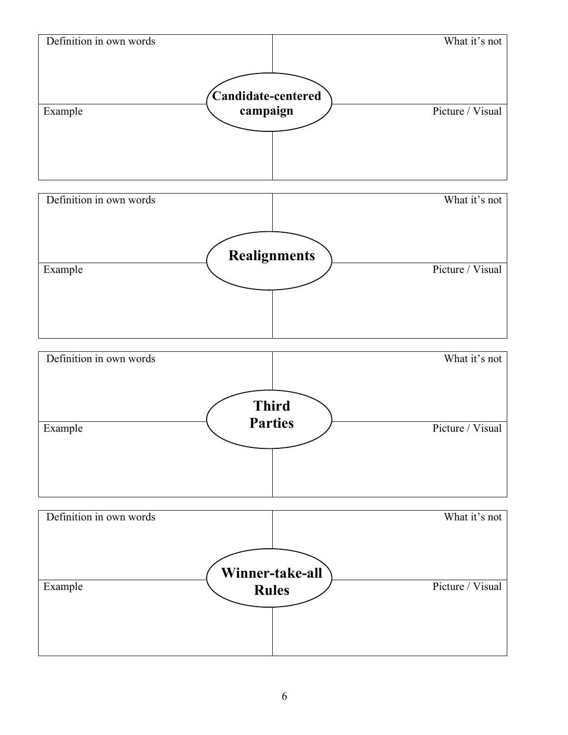**Candidate-centered campaign**

| Definition in own words | What it's not |
| --- | --- |
| | |
| **Example** | **Picture / Visual** |
| | |

**Realignments**

| Definition in own words | What it's not |
| --- | --- |
| | |
| **Example** | **Picture / Visual** |
| | |

**Third Parties**

| Definition in own words | What it's not |
| --- | --- |
| | |
| **Example** | **Picture / Visual** |
| | |

**Winner-take-all Rules**

| Definition in own words | What it's not |
| --- | --- |
| | |
| **Example** | **Picture / Visual** |
| | |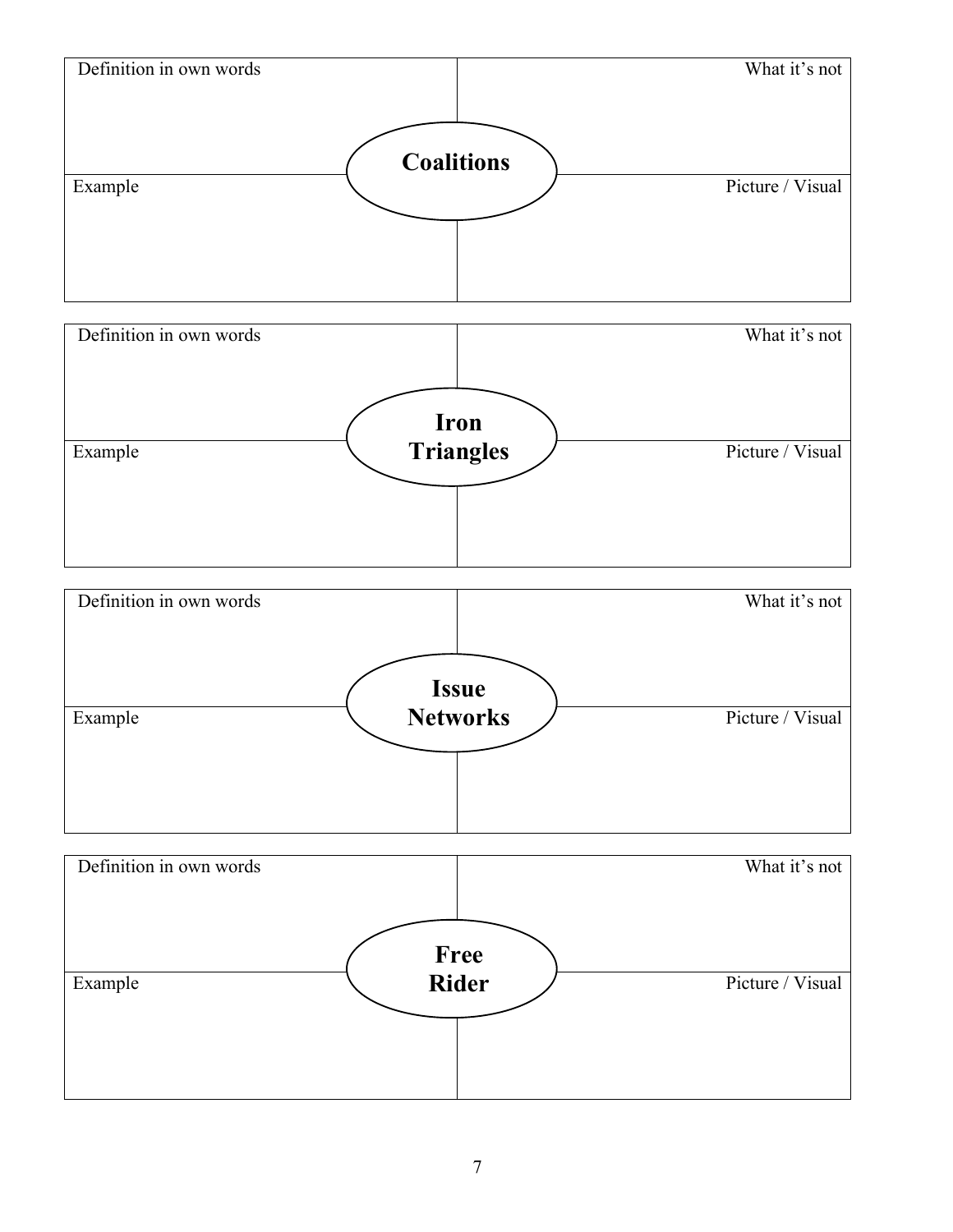| Definition in own words | What it's not |
| --- | --- |
| **Coalitions** | |
| Example | Picture / Visual |

| Definition in own words | What it's not |
| --- | --- |
| **Iron Triangles** | |
| Example | Picture / Visual |

| Definition in own words | What it's not |
| --- | --- |
| **Issue Networks** | |
| Example | Picture / Visual |

| Definition in own words | What it's not |
| --- | --- |
| **Free Rider** | |
| Example | Picture / Visual |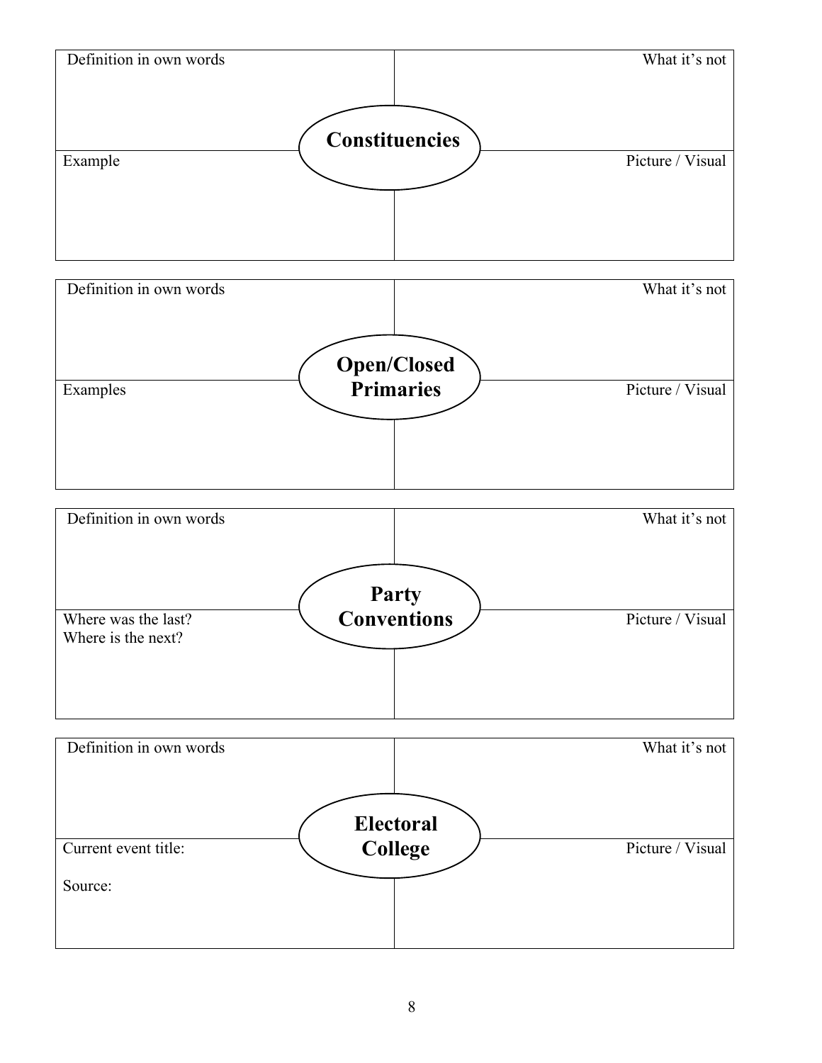## Constituencies

| Definition in own words | What it's not |
| --- | --- |
| Example | Picture / Visual |

## Open/Closed Primaries

| Definition in own words | What it's not |
| --- | --- |
| Examples | Picture / Visual |

## Party Conventions

| Definition in own words | What it's not |
| --- | --- |
| Where was the last?<br>Where is the next? | Picture / Visual |

## Electoral College

| Definition in own words | What it's not |
| --- | --- |
| Current event title:<br><br>Source: | Picture / Visual |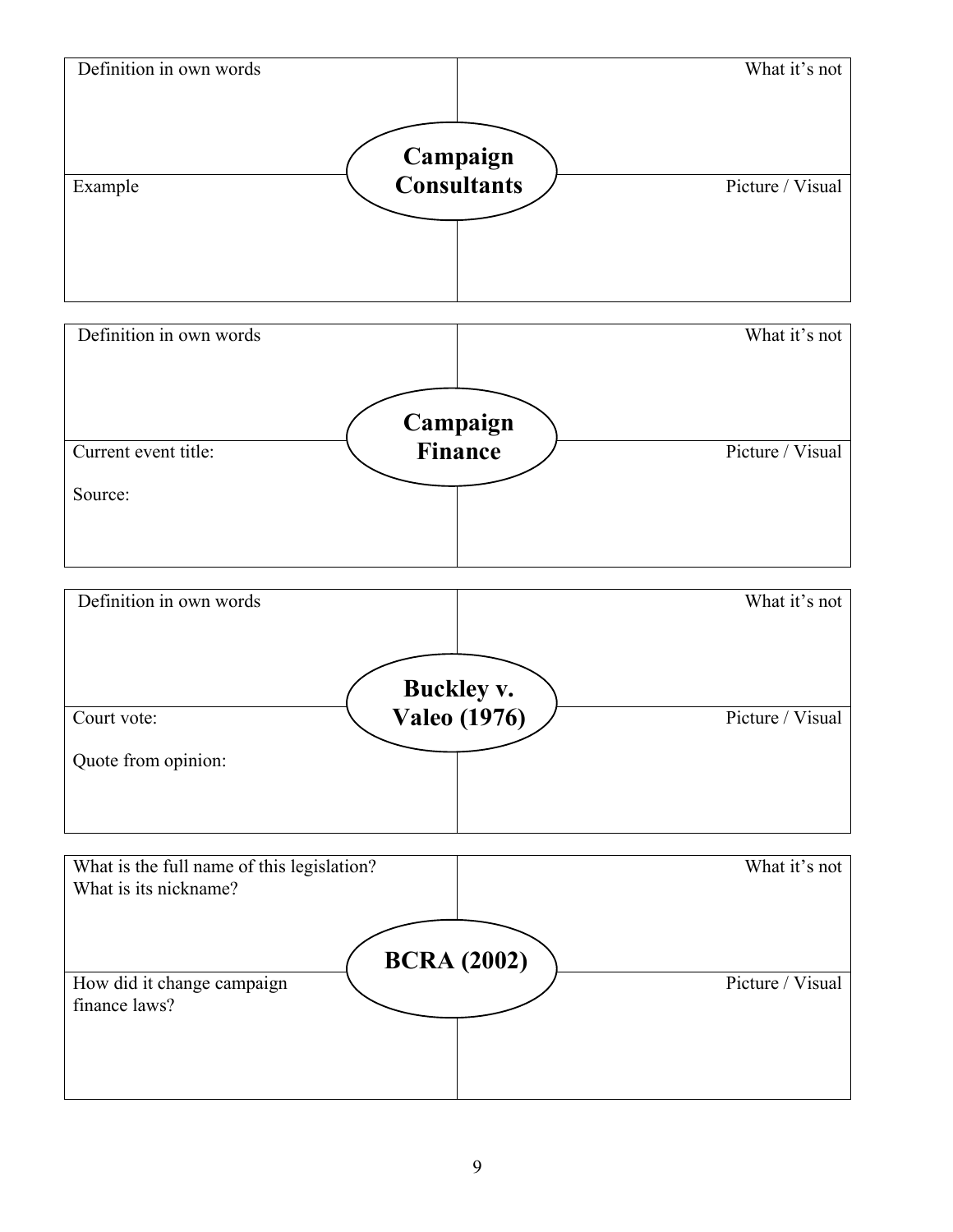## Campaign Consultants

| Definition in own words | What it's not |
|---|---|
| | |
| **Example** | **Picture / Visual** |
| | |

## Campaign Finance

| Definition in own words | What it's not |
|---|---|
| | |
| **Current event title:**<br><br>**Source:** | **Picture / Visual** |
| | |

## Buckley v. Valeo (1976)

| Definition in own words | What it's not |
|---|---|
| | |
| **Court vote:**<br><br>**Quote from opinion:** | **Picture / Visual** |
| | |

## BCRA (2002)

| What is the full name of this legislation?<br>What is its nickname? | What it's not |
|---|---|
| | |
| **How did it change campaign finance laws?** | **Picture / Visual** |
| | |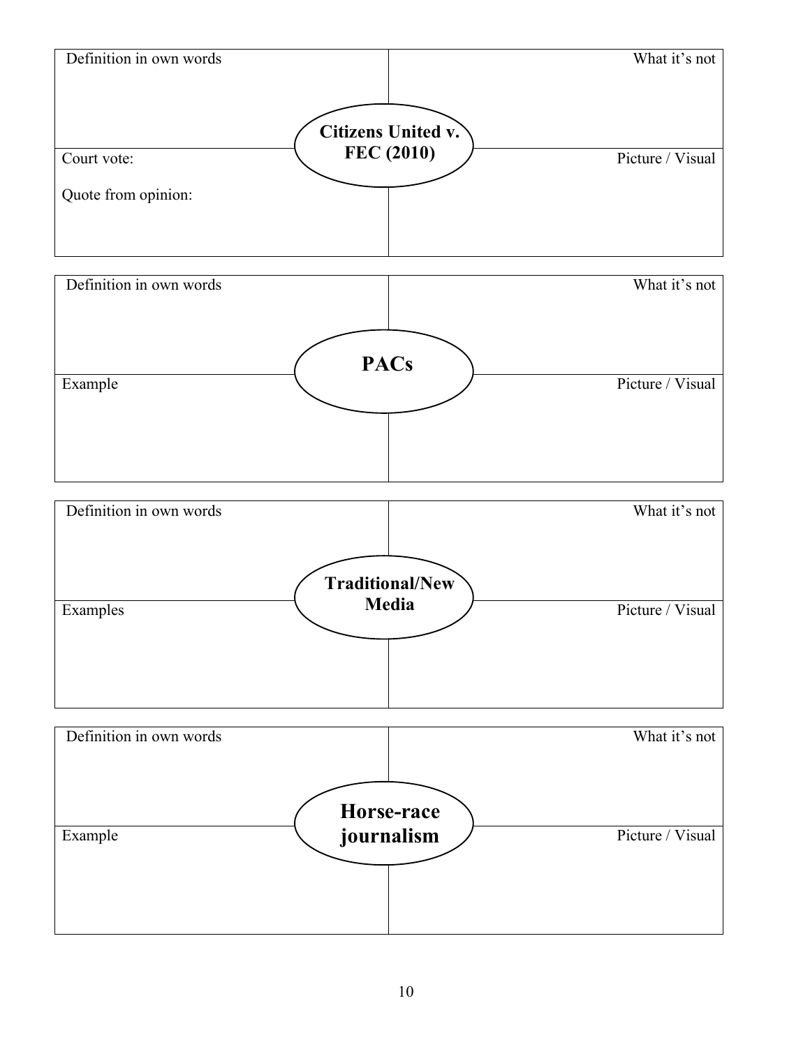| Definition in own words | What it's not |
| --- | --- |
| **Citizens United v. FEC (2010)** | |
| Court vote:<br><br>Quote from opinion: | Picture / Visual |

| Definition in own words | What it's not |
| --- | --- |
| **PACs** | |
| Example | Picture / Visual |

| Definition in own words | What it's not |
| --- | --- |
| **Traditional/New Media** | |
| Examples | Picture / Visual |

| Definition in own words | What it's not |
| --- | --- |
| **Horse-race journalism** | |
| Example | Picture / Visual |